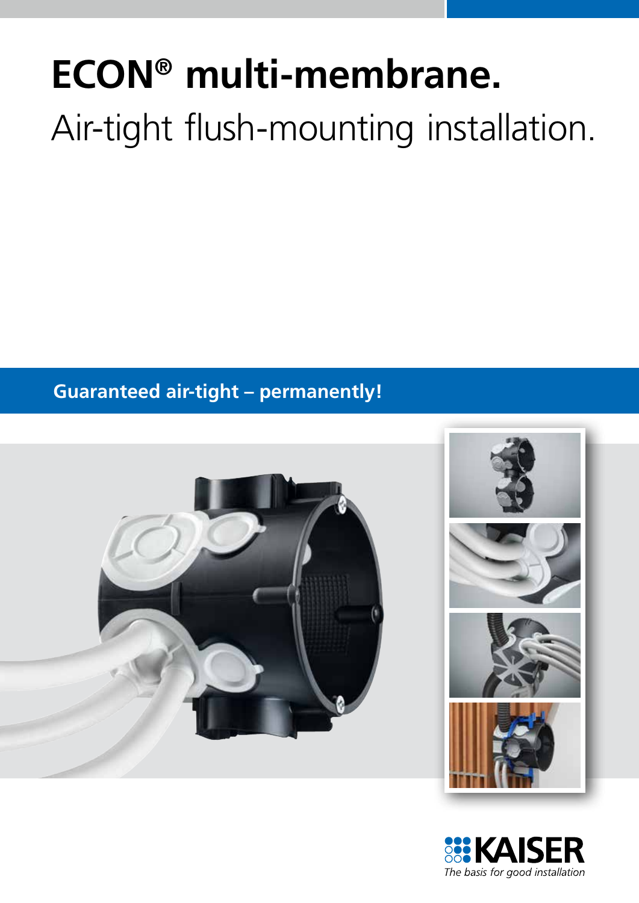# ECON® multi-membrane.

Air-tight flush-mounting installation.

**Guaranteed air-tight – permanently!**

KAISER

*The basis for good installation*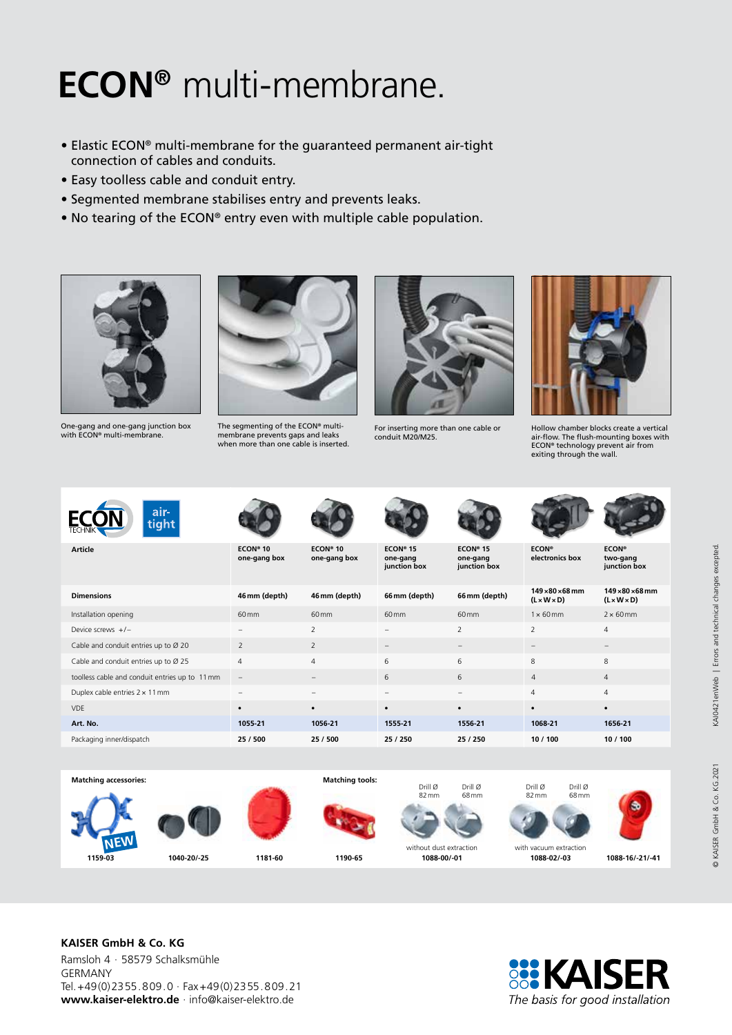# **ECON®** multi-membrane.

- Elastic ECON® multi-membrane for the guaranteed permanent air-tight connection of cables and conduits.
- Easy toolless cable and conduit entry.
- Segmented membrane stabilises entry and prevents leaks.
- No tearing of the ECON® entry even with multiple cable population.

One-gang and one-gang junction box with ECON® multi-membrane.

The segmenting of the ECON® multi-membrane prevents gaps and leaks when more than one cable is inserted.

For inserting more than one cable or conduit M20/M25.

Hollow chamber blocks create a vertical air-flow. The flush-mounting boxes with ECON® technology prevent air from exiting through the wall.

ECON TECHNIK air-tight

| **Article** | **ECON® 10 one-gang box** | **ECON® 10 one-gang box** | **ECON® 15 one-gang junction box** | **ECON® 15 one-gang junction box** | **ECON® electronics box** | **ECON® two-gang junction box** |
|---|---|---|---|---|---|---|
| **Dimensions** | **46 mm (depth)** | **46 mm (depth)** | **66 mm (depth)** | **66 mm (depth)** | **149 × 80 × 68 mm (L × W × D)** | **149 × 80 × 68 mm (L × W × D)** |
| Installation opening | 60 mm | 60 mm | 60 mm | 60 mm | 1 × 60 mm | 2 × 60 mm |
| Device screws +/– | – | 2 | – | 2 | 2 | 4 |
| Cable and conduit entries up to Ø 20 | 2 | 2 | – | – | – | – |
| Cable and conduit entries up to Ø 25 | 4 | 4 | 6 | 6 | 8 | 8 |
| toolless cable and conduit entries up to 11 mm | – | – | 6 | 6 | 4 | 4 |
| Duplex cable entries 2 × 11 mm | – | – | – | – | 4 | 4 |
| VDE | • | • | • | • | • | • |
| **Art. No.** | **1055-21** | **1056-21** | **1555-21** | **1556-21** | **1068-21** | **1656-21** |
| Packaging inner/dispatch | **25 / 500** | **25 / 500** | **25 / 250** | **25 / 250** | **10 / 100** | **10 / 100** |

**Matching accessories:**

NEW

**1159-03** **1040-20/-25** **1181-60**

**Matching tools:**

**1190-65**

Drill Ø 82 mm, Drill Ø 68 mm – without dust extraction **1088-00/-01**

Drill Ø 82 mm, Drill Ø 68 mm – with vacuum extraction **1088-02/-03**

**1088-16/-21/-41**

**KAISER GmbH & Co. KG**
Ramsloh 4 · 58579 Schalksmühle
GERMANY
Tel. +49 (0) 2355.809.0 · Fax +49 (0) 2355.809.21
**www.kaiser-elektro.de** · info@kaiser-elektro.de

KAISER
*The basis for good installation*

© KAISER GmbH & Co. KG 2021 KAI0421enWeb | Errors and technical changes excepted.